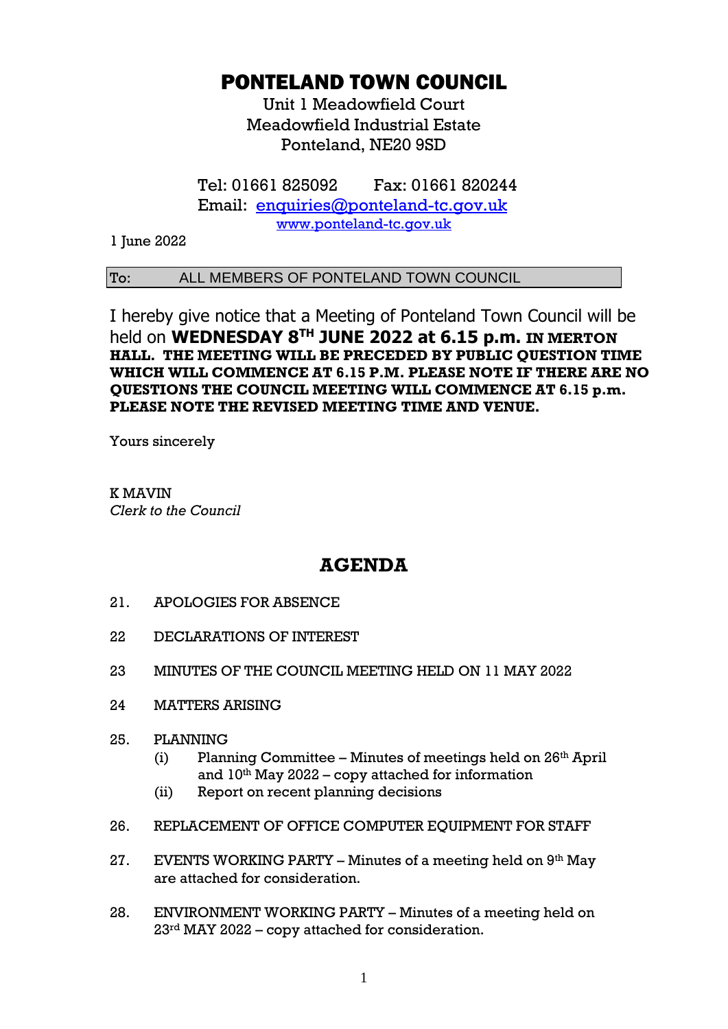# PONTELAND TOWN COUNCIL

Unit 1 Meadowfield Court
Meadowfield Industrial Estate
Ponteland, NE20 9SD

Tel: 01661 825092 Fax: 01661 820244
Email: enquiries@ponteland-tc.gov.uk
www.ponteland-tc.gov.uk

1 June 2022

To: ALL MEMBERS OF PONTELAND TOWN COUNCIL

I hereby give notice that a Meeting of Ponteland Town Council will be held on **WEDNESDAY 8TH JUNE 2022 at 6.15 p.m. IN MERTON HALL. THE MEETING WILL BE PRECEDED BY PUBLIC QUESTION TIME WHICH WILL COMMENCE AT 6.15 P.M. PLEASE NOTE IF THERE ARE NO QUESTIONS THE COUNCIL MEETING WILL COMMENCE AT 6.15 p.m. PLEASE NOTE THE REVISED MEETING TIME AND VENUE.**

Yours sincerely

K MAVIN
*Clerk to the Council*

## AGENDA

21. APOLOGIES FOR ABSENCE

22 DECLARATIONS OF INTEREST

23 MINUTES OF THE COUNCIL MEETING HELD ON 11 MAY 2022

24 MATTERS ARISING

25. PLANNING
    - (i) Planning Committee – Minutes of meetings held on 26th April and 10th May 2022 – copy attached for information
    - (ii) Report on recent planning decisions

26. REPLACEMENT OF OFFICE COMPUTER EQUIPMENT FOR STAFF

27. EVENTS WORKING PARTY – Minutes of a meeting held on 9th May are attached for consideration.

28. ENVIRONMENT WORKING PARTY – Minutes of a meeting held on 23rd MAY 2022 – copy attached for consideration.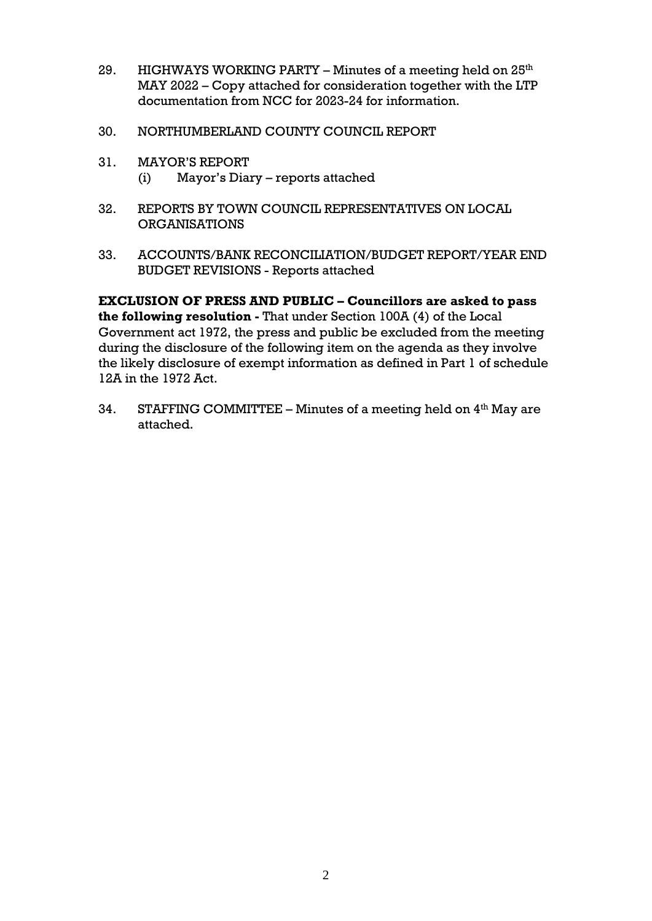29. HIGHWAYS WORKING PARTY – Minutes of a meeting held on 25th MAY 2022 – Copy attached for consideration together with the LTP documentation from NCC for 2023-24 for information.

30. NORTHUMBERLAND COUNTY COUNCIL REPORT

31. MAYOR'S REPORT
    (i) Mayor's Diary – reports attached

32. REPORTS BY TOWN COUNCIL REPRESENTATIVES ON LOCAL ORGANISATIONS

33. ACCOUNTS/BANK RECONCILIATION/BUDGET REPORT/YEAR END BUDGET REVISIONS - Reports attached

**EXCLUSION OF PRESS AND PUBLIC – Councillors are asked to pass the following resolution -** That under Section 100A (4) of the Local Government act 1972, the press and public be excluded from the meeting during the disclosure of the following item on the agenda as they involve the likely disclosure of exempt information as defined in Part 1 of schedule 12A in the 1972 Act.

34. STAFFING COMMITTEE – Minutes of a meeting held on 4th May are attached.